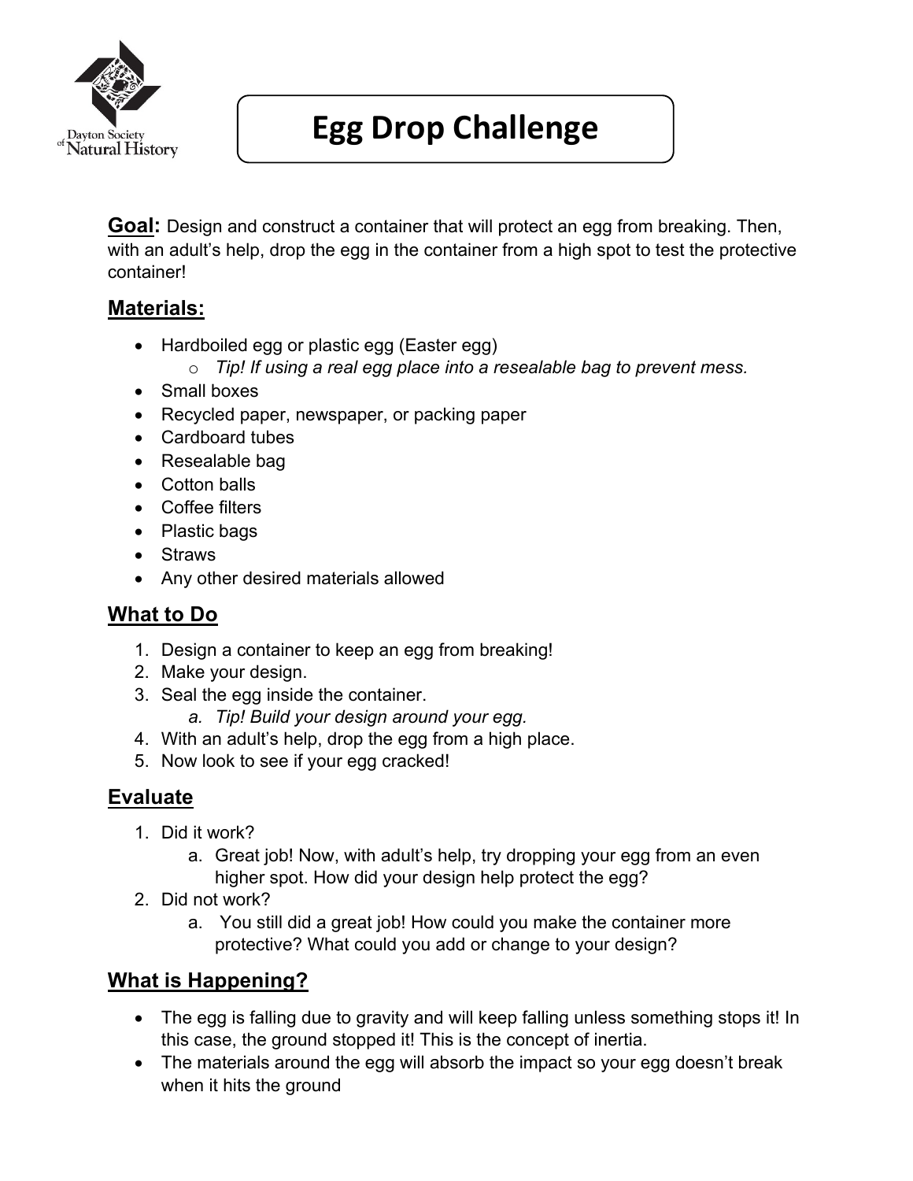Dayton Society of Natural History

# Egg Drop Challenge

**Goal:** Design and construct a container that will protect an egg from breaking. Then, with an adult's help, drop the egg in the container from a high spot to test the protective container!

## Materials:

- Hardboiled egg or plastic egg (Easter egg)
  - *Tip! If using a real egg place into a resealable bag to prevent mess.*
- Small boxes
- Recycled paper, newspaper, or packing paper
- Cardboard tubes
- Resealable bag
- Cotton balls
- Coffee filters
- Plastic bags
- Straws
- Any other desired materials allowed

## What to Do

1. Design a container to keep an egg from breaking!
2. Make your design.
3. Seal the egg inside the container.
   a. *Tip! Build your design around your egg.*
4. With an adult's help, drop the egg from a high place.
5. Now look to see if your egg cracked!

## Evaluate

1. Did it work?
   a. Great job! Now, with adult's help, try dropping your egg from an even higher spot. How did your design help protect the egg?
2. Did not work?
   a. You still did a great job! How could you make the container more protective? What could you add or change to your design?

## What is Happening?

- The egg is falling due to gravity and will keep falling unless something stops it! In this case, the ground stopped it! This is the concept of inertia.
- The materials around the egg will absorb the impact so your egg doesn't break when it hits the ground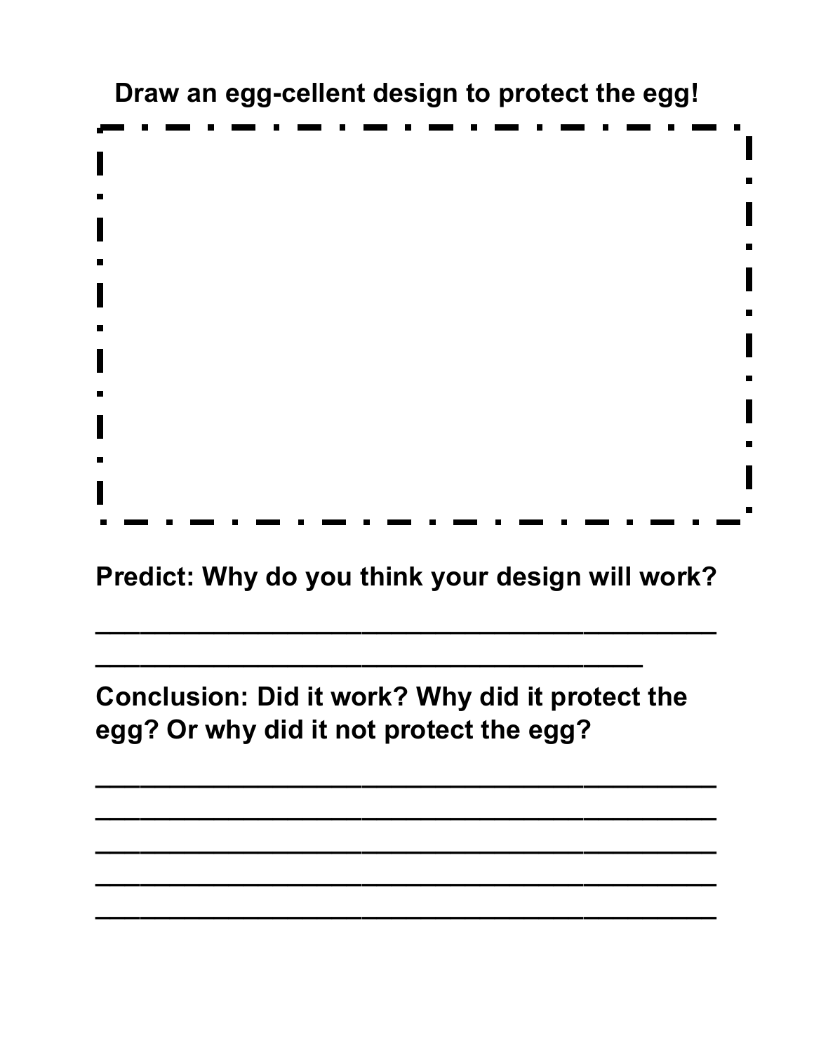**Draw an egg-cellent design to protect the egg!**

**Predict: Why do you think your design will work?**

_______________________________________________

_________________________________________

**Conclusion: Did it work? Why did it protect the egg? Or why did it not protect the egg?**

_______________________________________________

_______________________________________________

_______________________________________________

_______________________________________________

_______________________________________________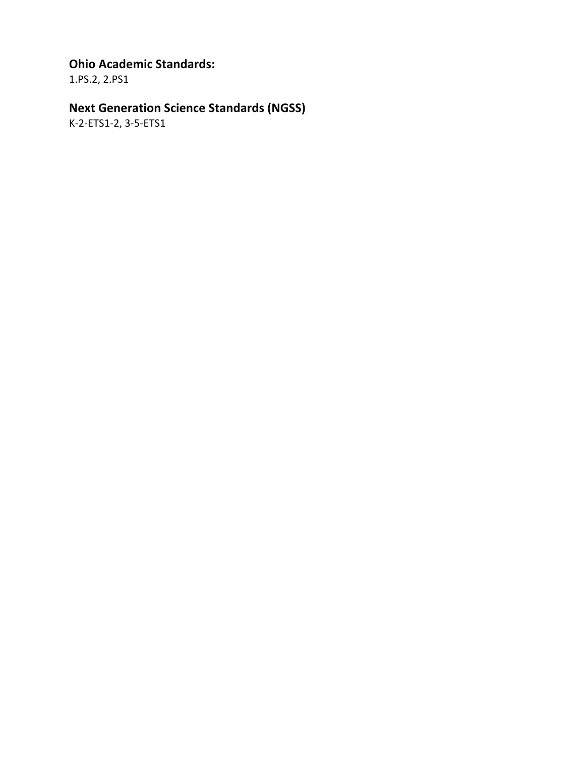### Ohio Academic Standards:

1.PS.2, 2.PS1

### Next Generation Science Standards (NGSS)

K-2-ETS1-2, 3-5-ETS1